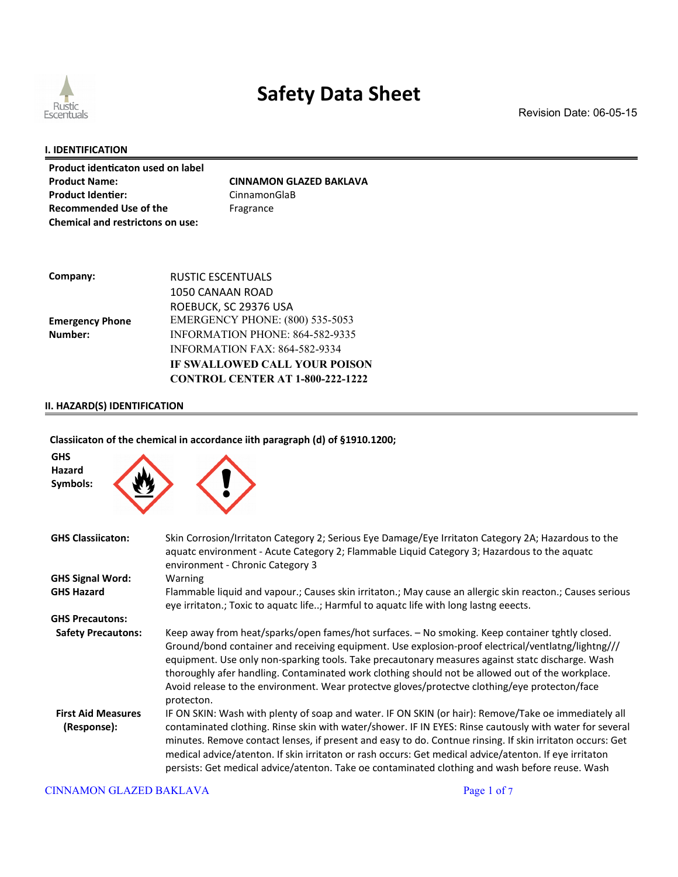# Safety Data Sheet

Revision Date: 06-05-15

## I. IDENTIFICATION

**Product identicaton used on label**

| | |
|---|---|
| **Product Name:** | **CINNAMON GLAZED BAKLAVA** |
| **Product Identier:** | CinnamonGlaB |
| **Recommended Use of the Chemical and restrictons on use:** | Fragrance |

| | |
|---|---|
| **Company:** | RUSTIC ESCENTUALS<br>1050 CANAAN ROAD<br>ROEBUCK, SC 29376 USA |
| **Emergency Phone Number:** | EMERGENCY PHONE: (800) 535-5053<br>INFORMATION PHONE: 864-582-9335<br>INFORMATION FAX: 864-582-9334<br>**IF SWALLOWED CALL YOUR POISON CONTROL CENTER AT 1-800-222-1222** |

## II. HAZARD(S) IDENTIFICATION

**Classiicaton of the chemical in accordance iith paragraph (d) of §1910.1200;**

**GHS Hazard Symbols:**

**GHS Classiicaton:** Skin Corrosion/Irritaton Category 2; Serious Eye Damage/Eye Irritaton Category 2A; Hazardous to the aquatc environment - Acute Category 2; Flammable Liquid Category 3; Hazardous to the aquatc environment - Chronic Category 3

**GHS Signal Word:** Warning

**GHS Hazard** Flammable liquid and vapour.; Causes skin irritaton.; May cause an allergic skin reacton.; Causes serious eye irritaton.; Toxic to aquatc life..; Harmful to aquatc life with long lastng eeects.

**GHS Precautons:**

**Safety Precautons:** Keep away from heat/sparks/open fames/hot surfaces. – No smoking. Keep container tghtly closed. Ground/bond container and receiving equipment. Use explosion-proof electrical/ventlatng/lightng/// equipment. Use only non-sparking tools. Take precautonary measures against statc discharge. Wash thoroughly afer handling. Contaminated work clothing should not be allowed out of the workplace. Avoid release to the environment. Wear protectve gloves/protectve clothing/eye protecton/face protecton.

**First Aid Measures (Response):** IF ON SKIN: Wash with plenty of soap and water. IF ON SKIN (or hair): Remove/Take oe immediately all contaminated clothing. Rinse skin with water/shower. IF IN EYES: Rinse cautously with water for several minutes. Remove contact lenses, if present and easy to do. Contnue rinsing. If skin irritaton occurs: Get medical advice/atenton. If skin irritaton or rash occurs: Get medical advice/atenton. If eye irritaton persists: Get medical advice/atenton. Take oe contaminated clothing and wash before reuse. Wash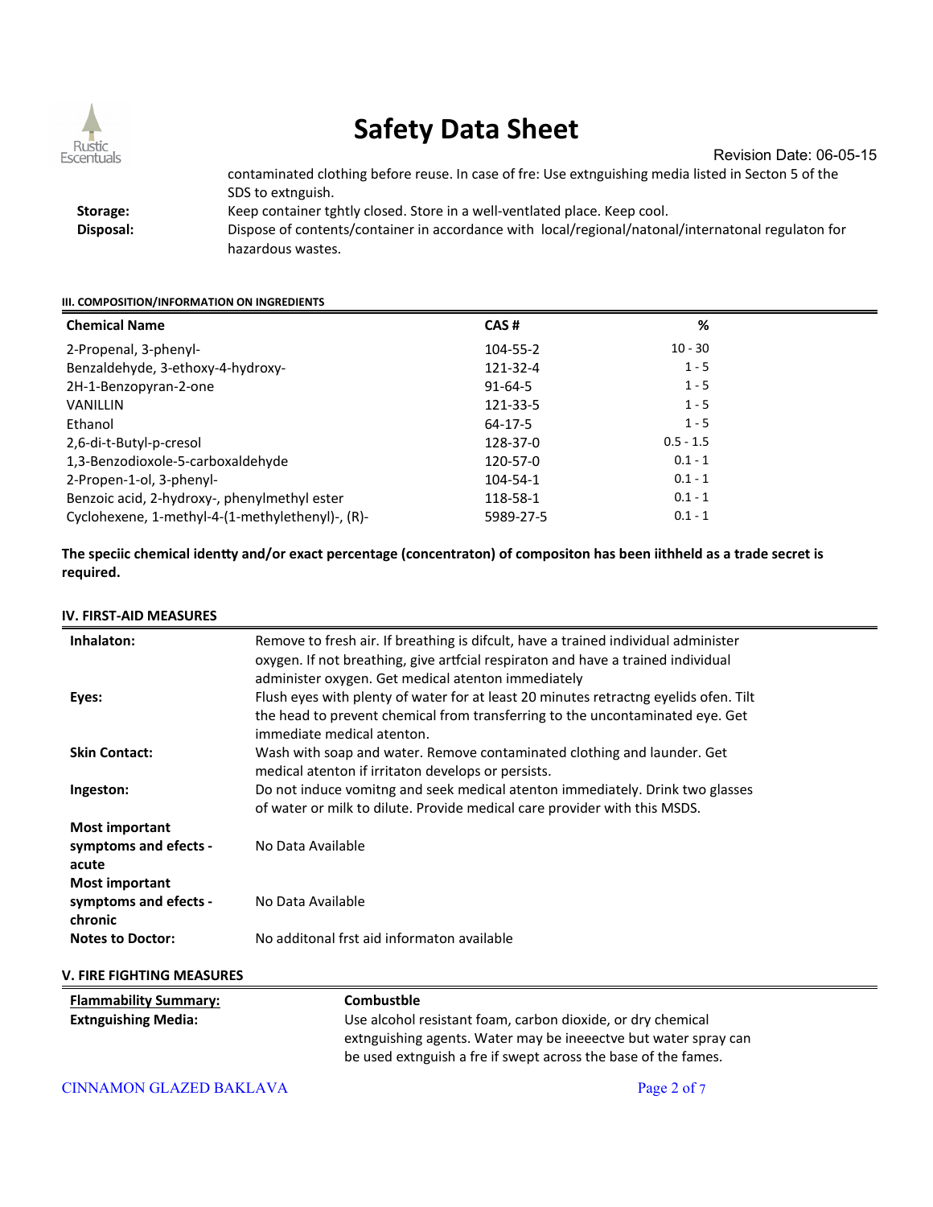contaminated clothing before reuse. In case of fre: Use extnguishing media listed in Secton 5 of the SDS to extnguish.

**Storage:** Keep container tghtly closed. Store in a well-ventlated place. Keep cool.

**Disposal:** Dispose of contents/container in accordance with local/regional/natonal/internatonal regulaton for hazardous wastes.

#### III. COMPOSITION/INFORMATION ON INGREDIENTS

| Chemical Name | CAS # | % |
|---|---|---|
| 2-Propenal, 3-phenyl- | 104-55-2 | 10 - 30 |
| Benzaldehyde, 3-ethoxy-4-hydroxy- | 121-32-4 | 1 - 5 |
| 2H-1-Benzopyran-2-one | 91-64-5 | 1 - 5 |
| VANILLIN | 121-33-5 | 1 - 5 |
| Ethanol | 64-17-5 | 1 - 5 |
| 2,6-di-t-Butyl-p-cresol | 128-37-0 | 0.5 - 1.5 |
| 1,3-Benzodioxole-5-carboxaldehyde | 120-57-0 | 0.1 - 1 |
| 2-Propen-1-ol, 3-phenyl- | 104-54-1 | 0.1 - 1 |
| Benzoic acid, 2-hydroxy-, phenylmethyl ester | 118-58-1 | 0.1 - 1 |
| Cyclohexene, 1-methyl-4-(1-methylethenyl)-, (R)- | 5989-27-5 | 0.1 - 1 |

**The speciic chemical identty and/or exact percentage (concentraton) of compositon has been iithheld as a trade secret is required.**

#### IV. FIRST-AID MEASURES

| | |
|---|---|
| **Inhalaton:** | Remove to fresh air. If breathing is difcult, have a trained individual administer oxygen. If not breathing, give artfcial respiraton and have a trained individual administer oxygen. Get medical atenton immediately |
| **Eyes:** | Flush eyes with plenty of water for at least 20 minutes retractng eyelids ofen. Tilt the head to prevent chemical from transferring to the uncontaminated eye. Get immediate medical atenton. |
| **Skin Contact:** | Wash with soap and water. Remove contaminated clothing and launder. Get medical atenton if irritaton develops or persists. |
| **Ingeston:** | Do not induce vomitng and seek medical atenton immediately. Drink two glasses of water or milk to dilute. Provide medical care provider with this MSDS. |
| **Most important symptoms and efects - acute** | No Data Available |
| **Most important symptoms and efects - chronic** | No Data Available |
| **Notes to Doctor:** | No additonal frst aid informaton available |

#### V. FIRE FIGHTING MEASURES

| | |
|---|---|
| **Flammability Summary:** | **Combustble** |
| **Extnguishing Media:** | Use alcohol resistant foam, carbon dioxide, or dry chemical extnguishing agents. Water may be ineeectve but water spray can be used extnguish a fre if swept across the base of the fames. |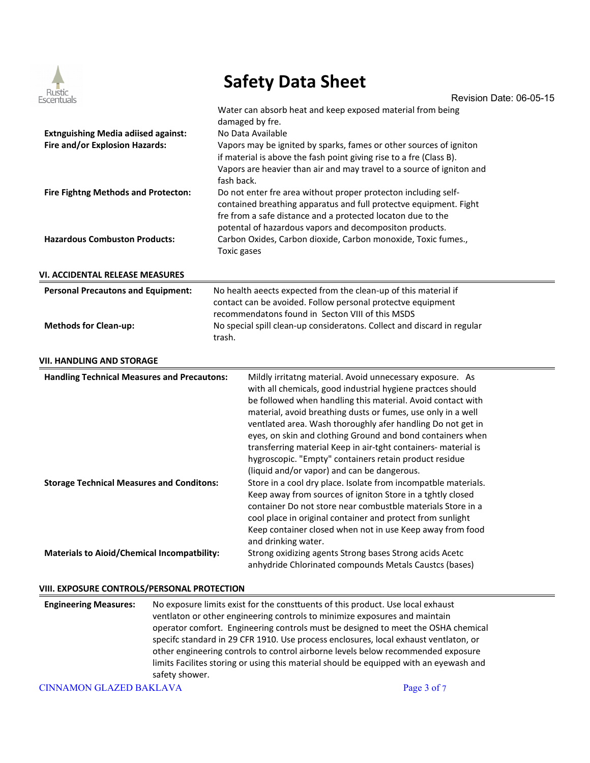Water can absorb heat and keep exposed material from being damaged by fre.

**Extnguishing Media adiised against:** No Data Available

**Fire and/or Explosion Hazards:** Vapors may be ignited by sparks, fames or other sources of igniton if material is above the fash point giving rise to a fre (Class B). Vapors are heavier than air and may travel to a source of igniton and fash back.

**Fire Fightng Methods and Protecton:** Do not enter fre area without proper protecton including self-contained breathing apparatus and full protectve equipment. Fight fre from a safe distance and a protected locaton due to the potental of hazardous vapors and decompositon products.

**Hazardous Combuston Products:** Carbon Oxides, Carbon dioxide, Carbon monoxide, Toxic fumes., Toxic gases

## VI. ACCIDENTAL RELEASE MEASURES

**Personal Precautons and Equipment:** No health aeects expected from the clean-up of this material if contact can be avoided. Follow personal protectve equipment recommendatons found in Secton VIII of this MSDS

**Methods for Clean-up:** No special spill clean-up consideratons. Collect and discard in regular trash.

## VII. HANDLING AND STORAGE

**Handling Technical Measures and Precautons:** Mildly irritatng material. Avoid unnecessary exposure. As with all chemicals, good industrial hygiene practces should be followed when handling this material. Avoid contact with material, avoid breathing dusts or fumes, use only in a well ventlated area. Wash thoroughly afer handling Do not get in eyes, on skin and clothing Ground and bond containers when transferring material Keep in air-tght containers- material is hygroscopic. "Empty" containers retain product residue (liquid and/or vapor) and can be dangerous.

**Storage Technical Measures and Conditons:** Store in a cool dry place. Isolate from incompatble materials. Keep away from sources of igniton Store in a tghtly closed container Do not store near combustble materials Store in a cool place in original container and protect from sunlight Keep container closed when not in use Keep away from food and drinking water.

**Materials to Aioid/Chemical Incompatbility:** Strong oxidizing agents Strong bases Strong acids Acetc anhydride Chlorinated compounds Metals Caustcs (bases)

## VIII. EXPOSURE CONTROLS/PERSONAL PROTECTION

**Engineering Measures:** No exposure limits exist for the consttuents of this product. Use local exhaust ventlaton or other engineering controls to minimize exposures and maintain operator comfort. Engineering controls must be designed to meet the OSHA chemical specifc standard in 29 CFR 1910. Use process enclosures, local exhaust ventlaton, or other engineering controls to control airborne levels below recommended exposure limits Facilites storing or using this material should be equipped with an eyewash and safety shower.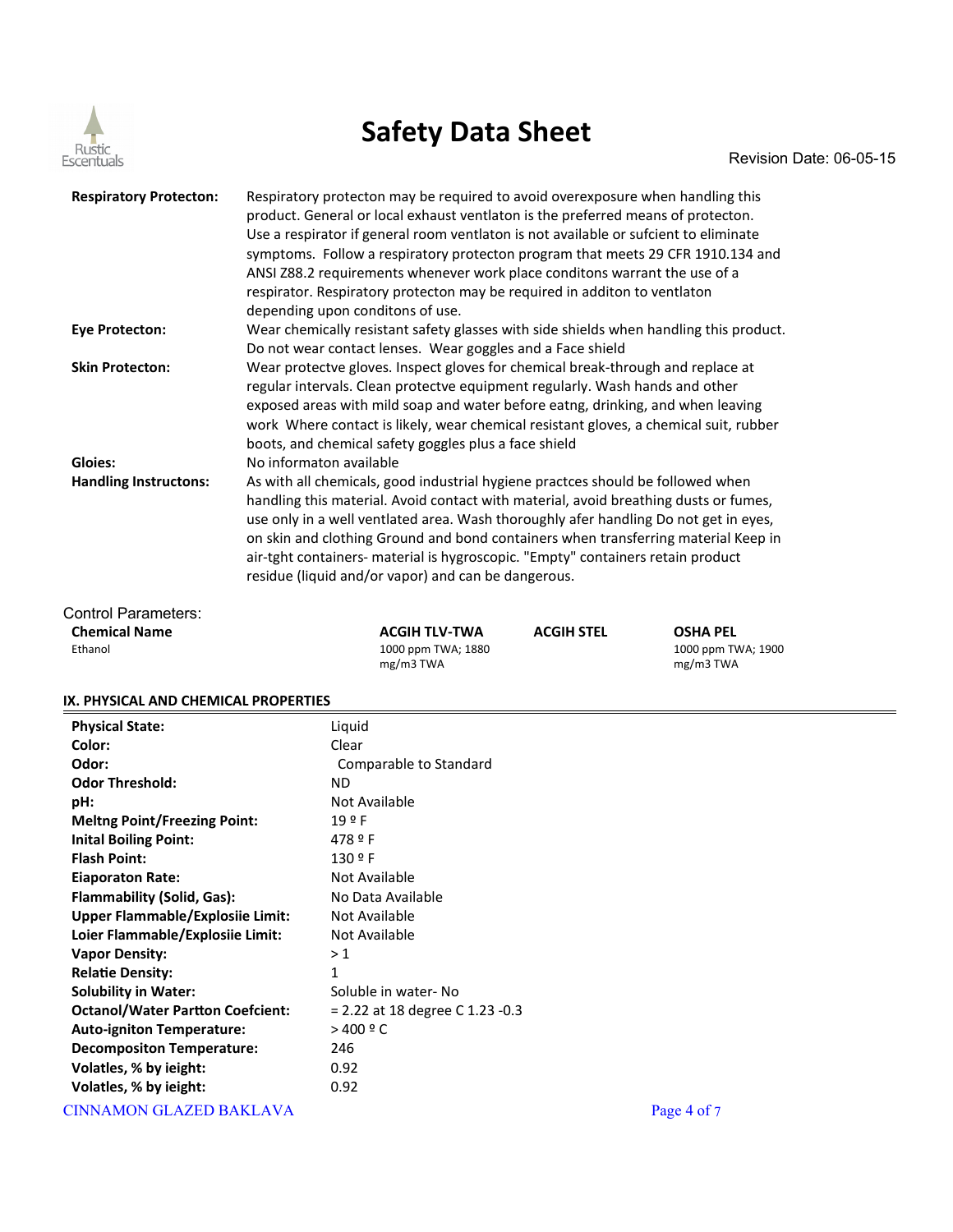**Respiratory Protecton:** Respiratory protecton may be required to avoid overexposure when handling this product. General or local exhaust ventlaton is the preferred means of protecton. Use a respirator if general room ventlaton is not available or sufcient to eliminate symptoms. Follow a respiratory protecton program that meets 29 CFR 1910.134 and ANSI Z88.2 requirements whenever work place conditons warrant the use of a respirator. Respiratory protecton may be required in additon to ventlaton depending upon conditons of use.

**Eye Protecton:** Wear chemically resistant safety glasses with side shields when handling this product. Do not wear contact lenses. Wear goggles and a Face shield

**Skin Protecton:** Wear protectve gloves. Inspect gloves for chemical break-through and replace at regular intervals. Clean protectve equipment regularly. Wash hands and other exposed areas with mild soap and water before eatng, drinking, and when leaving work Where contact is likely, wear chemical resistant gloves, a chemical suit, rubber boots, and chemical safety goggles plus a face shield

**Gloies:** No informaton available

**Handling Instructons:** As with all chemicals, good industrial hygiene practces should be followed when handling this material. Avoid contact with material, avoid breathing dusts or fumes, use only in a well ventlated area. Wash thoroughly afer handling Do not get in eyes, on skin and clothing Ground and bond containers when transferring material Keep in air-tght containers- material is hygroscopic. "Empty" containers retain product residue (liquid and/or vapor) and can be dangerous.

Control Parameters:

| Chemical Name | ACGIH TLV-TWA | ACGIH STEL | OSHA PEL |
|---|---|---|---|
| Ethanol | 1000 ppm TWA; 1880 mg/m3 TWA | | 1000 ppm TWA; 1900 mg/m3 TWA |

## IX. PHYSICAL AND CHEMICAL PROPERTIES

| | |
|---|---|
| **Physical State:** | Liquid |
| **Color:** | Clear |
| **Odor:** | Comparable to Standard |
| **Odor Threshold:** | ND |
| **pH:** | Not Available |
| **Meltng Point/Freezing Point:** | 19 º F |
| **Inital Boiling Point:** | 478 º F |
| **Flash Point:** | 130 º F |
| **Eiaporaton Rate:** | Not Available |
| **Flammability (Solid, Gas):** | No Data Available |
| **Upper Flammable/Explosiie Limit:** | Not Available |
| **Loier Flammable/Explosiie Limit:** | Not Available |
| **Vapor Density:** | > 1 |
| **Relatie Density:** | 1 |
| **Solubility in Water:** | Soluble in water- No |
| **Octanol/Water Partton Coefcient:** | = 2.22 at 18 degree C 1.23 -0.3 |
| **Auto-igniton Temperature:** | > 400 º C |
| **Decompositon Temperature:** | 246 |
| **Volatles, % by ieight:** | 0.92 |
| **Volatles, % by ieight:** | 0.92 |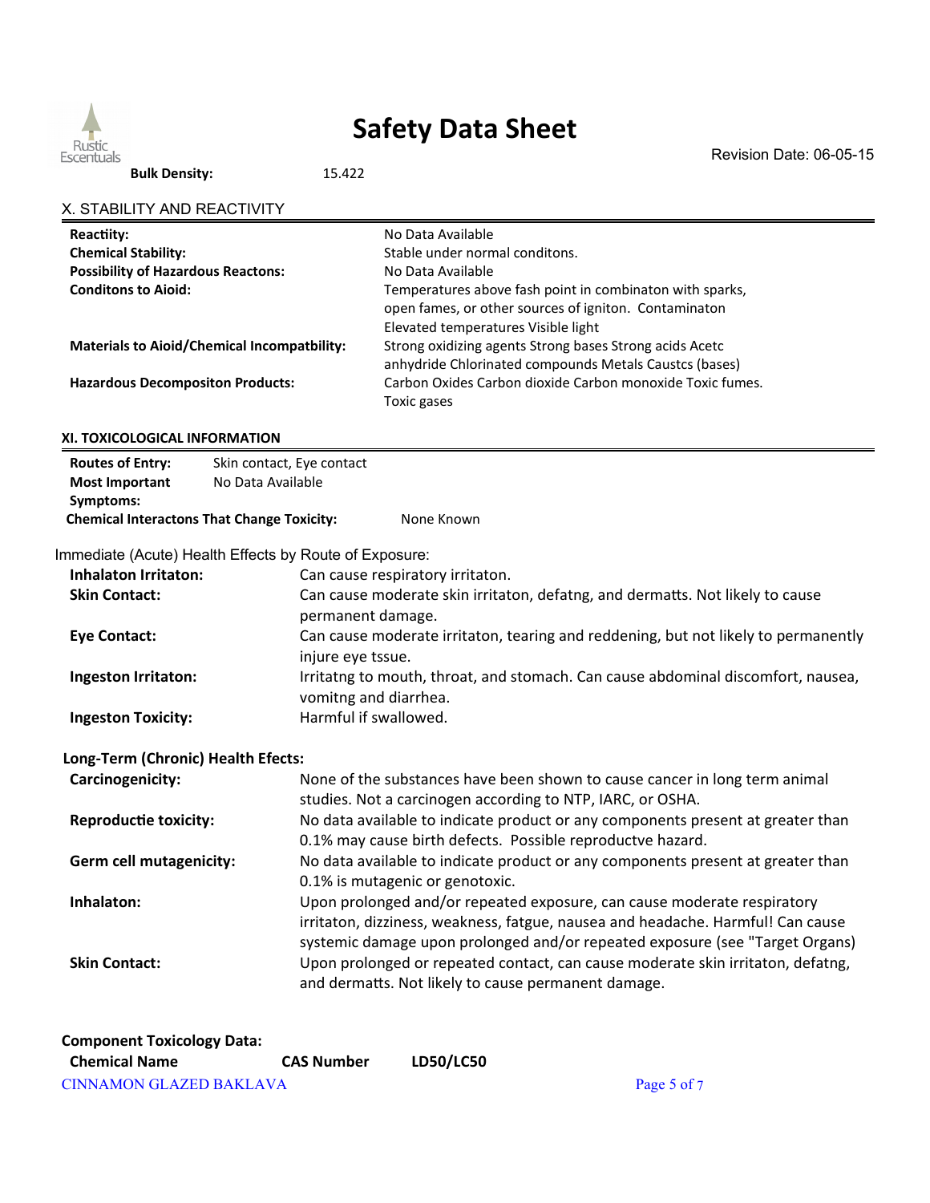**Bulk Density:** 15.422

## X. STABILITY AND REACTIVITY

| | |
|---|---|
| **Reactiity:** | No Data Available |
| **Chemical Stability:** | Stable under normal conditons. |
| **Possibility of Hazardous Reactons:** | No Data Available |
| **Conditons to Aioid:** | Temperatures above fash point in combinaton with sparks, open fames, or other sources of igniton. Contaminaton Elevated temperatures Visible light |
| **Materials to Aioid/Chemical Incompatbility:** | Strong oxidizing agents Strong bases Strong acids Acetc anhydride Chlorinated compounds Metals Caustcs (bases) |
| **Hazardous Decompositon Products:** | Carbon Oxides Carbon dioxide Carbon monoxide Toxic fumes. Toxic gases |

## XI. TOXICOLOGICAL INFORMATION

| | |
|---|---|
| **Routes of Entry:** | Skin contact, Eye contact |
| **Most Important Symptoms:** | No Data Available |
| **Chemical Interactons That Change Toxicity:** | None Known |

Immediate (Acute) Health Effects by Route of Exposure:

| | |
|---|---|
| **Inhalaton Irritaton:** | Can cause respiratory irritaton. |
| **Skin Contact:** | Can cause moderate skin irritaton, defatng, and dermatts. Not likely to cause permanent damage. |
| **Eye Contact:** | Can cause moderate irritaton, tearing and reddening, but not likely to permanently injure eye tssue. |
| **Ingeston Irritaton:** | Irritatng to mouth, throat, and stomach. Can cause abdominal discomfort, nausea, vomitng and diarrhea. |
| **Ingeston Toxicity:** | Harmful if swallowed. |

**Long-Term (Chronic) Health Efects:**

| | |
|---|---|
| **Carcinogenicity:** | None of the substances have been shown to cause cancer in long term animal studies. Not a carcinogen according to NTP, IARC, or OSHA. |
| **Reproductie toxicity:** | No data available to indicate product or any components present at greater than 0.1% may cause birth defects. Possible reproductve hazard. |
| **Germ cell mutagenicity:** | No data available to indicate product or any components present at greater than 0.1% is mutagenic or genotoxic. |
| **Inhalaton:** | Upon prolonged and/or repeated exposure, can cause moderate respiratory irritaton, dizziness, weakness, fatgue, nausea and headache. Harmful! Can cause systemic damage upon prolonged and/or repeated exposure (see "Target Organs) |
| **Skin Contact:** | Upon prolonged or repeated contact, can cause moderate skin irritaton, defatng, and dermatts. Not likely to cause permanent damage. |

**Component Toxicology Data:**

| Chemical Name | CAS Number | LD50/LC50 |
|---|---|---|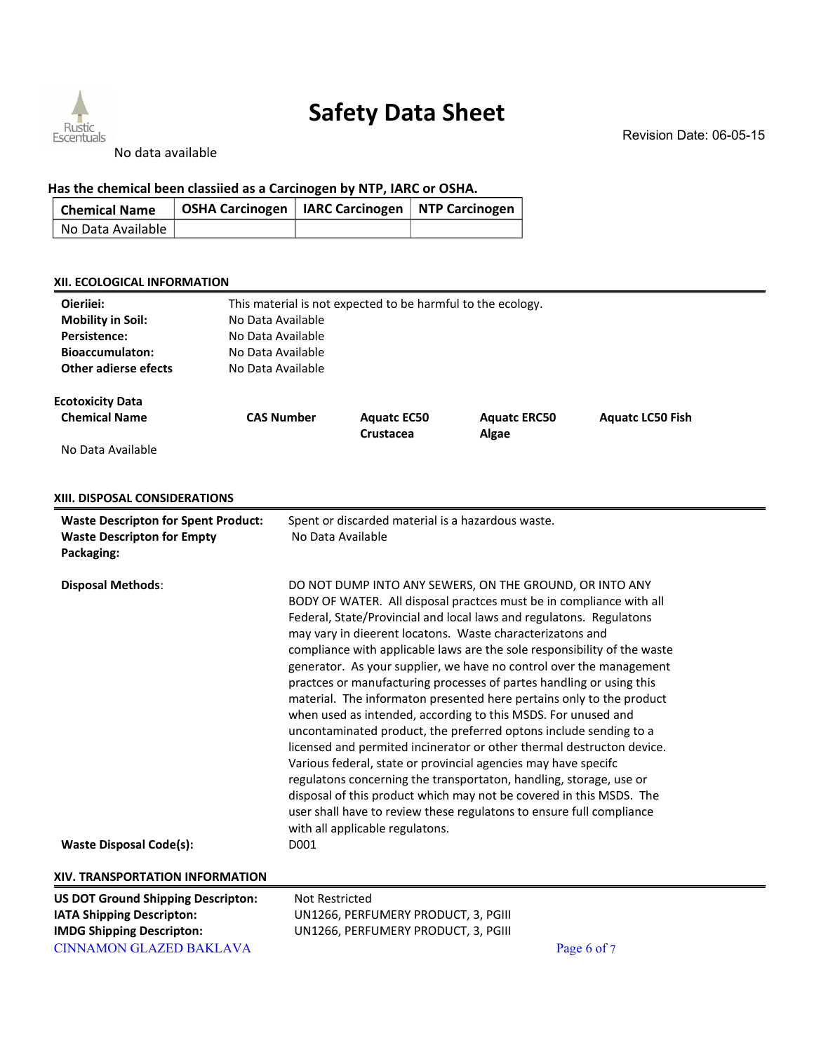No data available

**Has the chemical been classiied as a Carcinogen by NTP, IARC or OSHA.**

| Chemical Name | OSHA Carcinogen | IARC Carcinogen | NTP Carcinogen |
|---|---|---|---|
| No Data Available | | | |

## XII. ECOLOGICAL INFORMATION

**Oieriiei:** This material is not expected to be harmful to the ecology.
**Mobility in Soil:** No Data Available
**Persistence:** No Data Available
**Bioaccumulaton:** No Data Available
**Other adierse efects** No Data Available

**Ecotoxicity Data**

| Chemical Name | CAS Number | Aquatc EC50 Crustacea | Aquatc ERC50 Algae | Aquatc LC50 Fish |
|---|---|---|---|---|
| No Data Available | | | | |

## XIII. DISPOSAL CONSIDERATIONS

**Waste Descripton for Spent Product:** Spent or discarded material is a hazardous waste.
**Waste Descripton for Empty Packaging:** No Data Available

**Disposal Methods**: DO NOT DUMP INTO ANY SEWERS, ON THE GROUND, OR INTO ANY BODY OF WATER. All disposal practces must be in compliance with all Federal, State/Provincial and local laws and regulatons. Regulatons may vary in dieerent locatons. Waste characterizatons and compliance with applicable laws are the sole responsibility of the waste generator. As your supplier, we have no control over the management practces or manufacturing processes of partes handling or using this material. The informaton presented here pertains only to the product when used as intended, according to this MSDS. For unused and uncontaminated product, the preferred optons include sending to a licensed and permited incinerator or other thermal destructon device. Various federal, state or provincial agencies may have specifc regulatons concerning the transportaton, handling, storage, use or disposal of this product which may not be covered in this MSDS. The user shall have to review these regulatons to ensure full compliance with all applicable regulatons.

**Waste Disposal Code(s):** D001

## XIV. TRANSPORTATION INFORMATION

**US DOT Ground Shipping Descripton:** Not Restricted
**IATA Shipping Descripton:** UN1266, PERFUMERY PRODUCT, 3, PGIII
**IMDG Shipping Descripton:** UN1266, PERFUMERY PRODUCT, 3, PGIII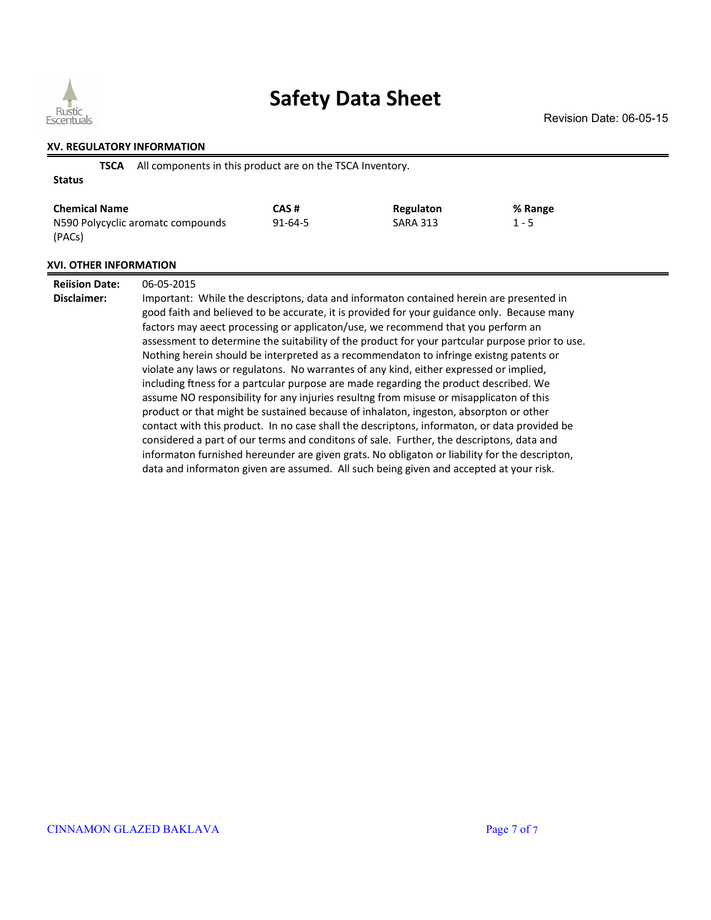## XV. REGULATORY INFORMATION

**TSCA Status** All components in this product are on the TSCA Inventory.

| Chemical Name | CAS # | Regulaton | % Range |
|---|---|---|---|
| N590 Polycyclic aromatc compounds (PACs) | 91-64-5 | SARA 313 | 1 - 5 |

## XVI. OTHER INFORMATION

**Reiision Date:** 06-05-2015

**Disclaimer:** Important: While the descriptons, data and informaton contained herein are presented in good faith and believed to be accurate, it is provided for your guidance only. Because many factors may aeect processing or applicaton/use, we recommend that you perform an assessment to determine the suitability of the product for your partcular purpose prior to use. Nothing herein should be interpreted as a recommendaton to infringe existng patents or violate any laws or regulatons. No warrantes of any kind, either expressed or implied, including ftness for a partcular purpose are made regarding the product described. We assume NO responsibility for any injuries resultng from misuse or misapplicaton of this product or that might be sustained because of inhalaton, ingeston, absorpton or other contact with this product. In no case shall the descriptons, informaton, or data provided be considered a part of our terms and conditons of sale. Further, the descriptons, data and informaton furnished hereunder are given grats. No obligaton or liability for the descripton, data and informaton given are assumed. All such being given and accepted at your risk.